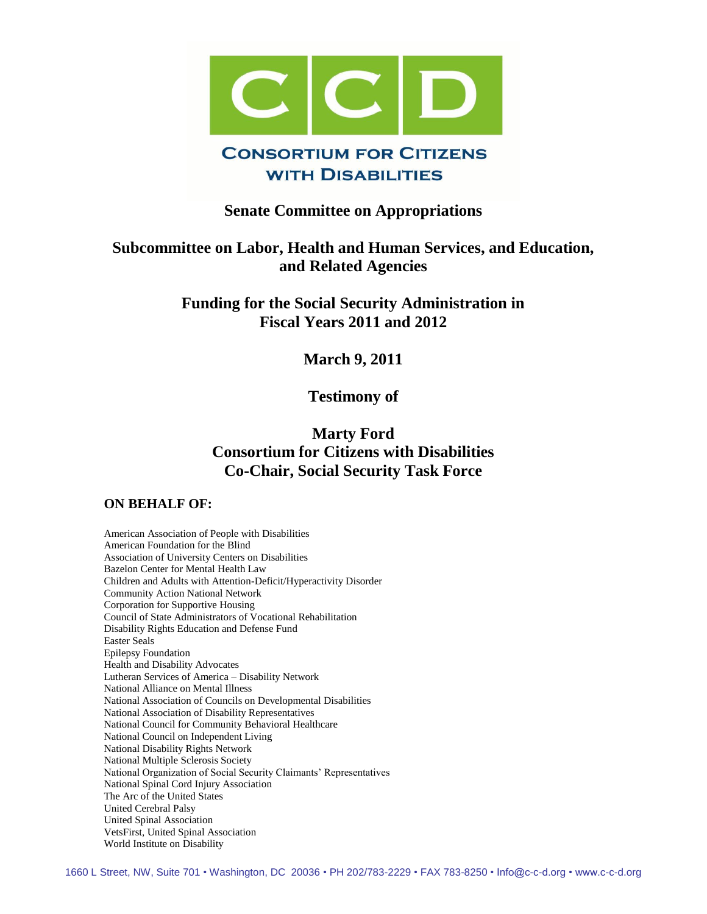# CCD

**CONSORTIUM FOR CITIZENS WITH DISABILITIES**

## Senate Committee on Appropriations

## Subcommittee on Labor, Health and Human Services, and Education, and Related Agencies

## Funding for the Social Security Administration in Fiscal Years 2011 and 2012

## March 9, 2011

## Testimony of

## Marty Ford
## Consortium for Citizens with Disabilities
## Co-Chair, Social Security Task Force

**ON BEHALF OF:**

American Association of People with Disabilities
American Foundation for the Blind
Association of University Centers on Disabilities
Bazelon Center for Mental Health Law
Children and Adults with Attention-Deficit/Hyperactivity Disorder
Community Action National Network
Corporation for Supportive Housing
Council of State Administrators of Vocational Rehabilitation
Disability Rights Education and Defense Fund
Easter Seals
Epilepsy Foundation
Health and Disability Advocates
Lutheran Services of America – Disability Network
National Alliance on Mental Illness
National Association of Councils on Developmental Disabilities
National Association of Disability Representatives
National Council for Community Behavioral Healthcare
National Council on Independent Living
National Disability Rights Network
National Multiple Sclerosis Society
National Organization of Social Security Claimants' Representatives
National Spinal Cord Injury Association
The Arc of the United States
United Cerebral Palsy
United Spinal Association
VetsFirst, United Spinal Association
World Institute on Disability

1660 L Street, NW, Suite 701 • Washington, DC 20036 • PH 202/783-2229 • FAX 783-8250 • Info@c-c-d.org • www.c-c-d.org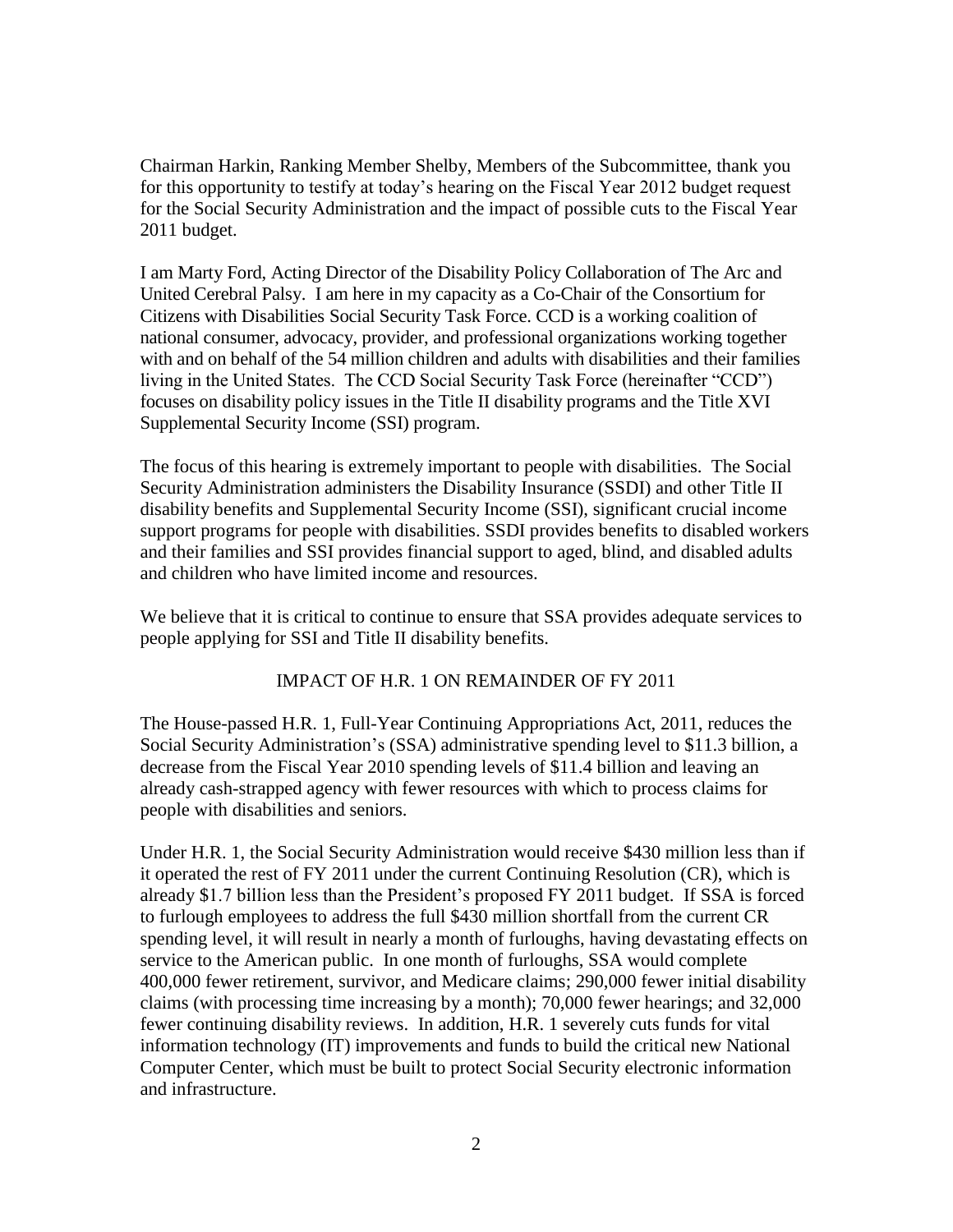Chairman Harkin, Ranking Member Shelby, Members of the Subcommittee, thank you for this opportunity to testify at today's hearing on the Fiscal Year 2012 budget request for the Social Security Administration and the impact of possible cuts to the Fiscal Year 2011 budget.

I am Marty Ford, Acting Director of the Disability Policy Collaboration of The Arc and United Cerebral Palsy. I am here in my capacity as a Co-Chair of the Consortium for Citizens with Disabilities Social Security Task Force. CCD is a working coalition of national consumer, advocacy, provider, and professional organizations working together with and on behalf of the 54 million children and adults with disabilities and their families living in the United States. The CCD Social Security Task Force (hereinafter "CCD") focuses on disability policy issues in the Title II disability programs and the Title XVI Supplemental Security Income (SSI) program.

The focus of this hearing is extremely important to people with disabilities. The Social Security Administration administers the Disability Insurance (SSDI) and other Title II disability benefits and Supplemental Security Income (SSI), significant crucial income support programs for people with disabilities. SSDI provides benefits to disabled workers and their families and SSI provides financial support to aged, blind, and disabled adults and children who have limited income and resources.

We believe that it is critical to continue to ensure that SSA provides adequate services to people applying for SSI and Title II disability benefits.

## IMPACT OF H.R. 1 ON REMAINDER OF FY 2011

The House-passed H.R. 1, Full-Year Continuing Appropriations Act, 2011, reduces the Social Security Administration's (SSA) administrative spending level to \$11.3 billion, a decrease from the Fiscal Year 2010 spending levels of \$11.4 billion and leaving an already cash-strapped agency with fewer resources with which to process claims for people with disabilities and seniors.

Under H.R. 1, the Social Security Administration would receive \$430 million less than if it operated the rest of FY 2011 under the current Continuing Resolution (CR), which is already \$1.7 billion less than the President's proposed FY 2011 budget. If SSA is forced to furlough employees to address the full \$430 million shortfall from the current CR spending level, it will result in nearly a month of furloughs, having devastating effects on service to the American public. In one month of furloughs, SSA would complete 400,000 fewer retirement, survivor, and Medicare claims; 290,000 fewer initial disability claims (with processing time increasing by a month); 70,000 fewer hearings; and 32,000 fewer continuing disability reviews. In addition, H.R. 1 severely cuts funds for vital information technology (IT) improvements and funds to build the critical new National Computer Center, which must be built to protect Social Security electronic information and infrastructure.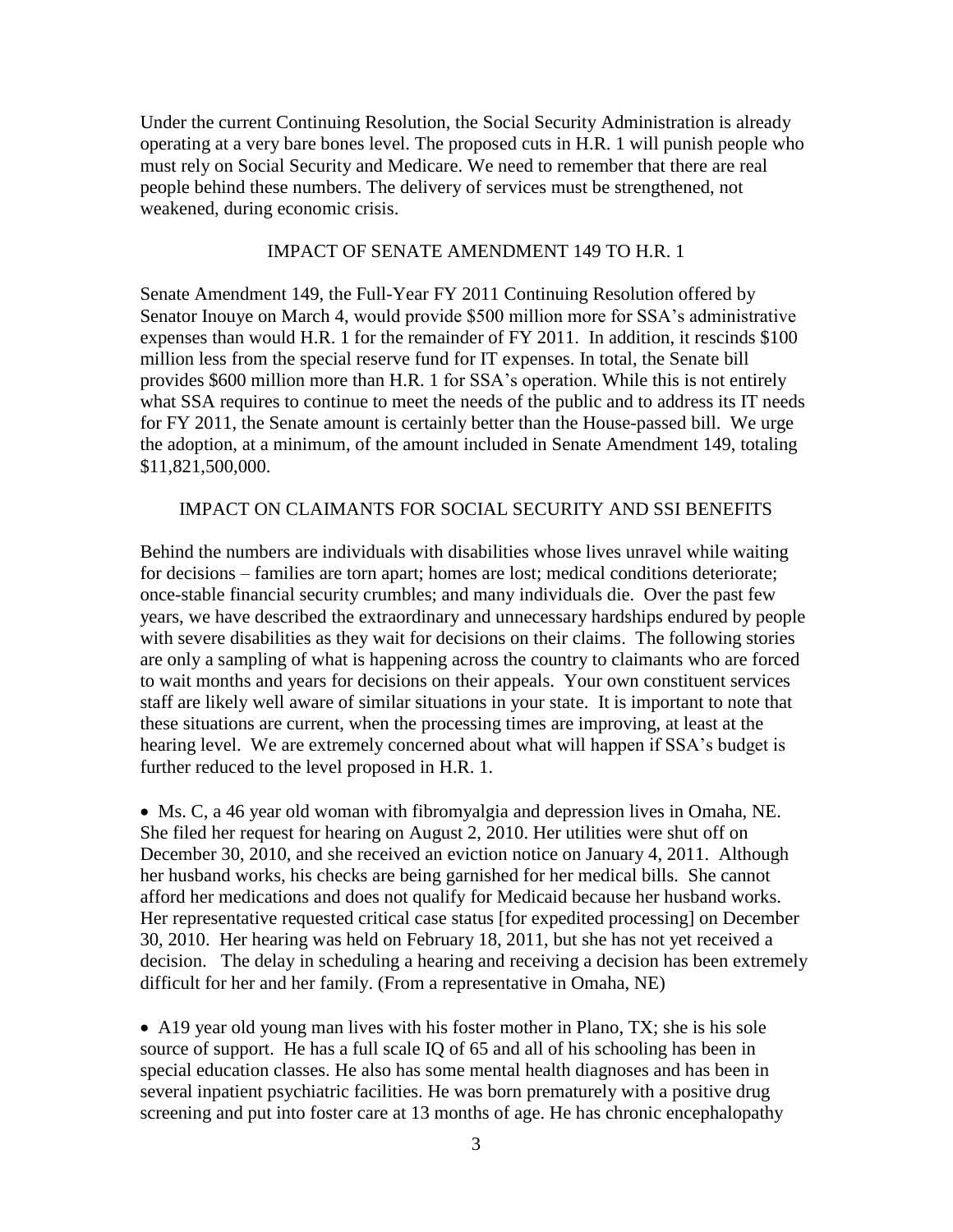Under the current Continuing Resolution, the Social Security Administration is already operating at a very bare bones level. The proposed cuts in H.R. 1 will punish people who must rely on Social Security and Medicare. We need to remember that there are real people behind these numbers. The delivery of services must be strengthened, not weakened, during economic crisis.

## IMPACT OF SENATE AMENDMENT 149 TO H.R. 1

Senate Amendment 149, the Full-Year FY 2011 Continuing Resolution offered by Senator Inouye on March 4, would provide $500 million more for SSA's administrative expenses than would H.R. 1 for the remainder of FY 2011. In addition, it rescinds $100 million less from the special reserve fund for IT expenses. In total, the Senate bill provides $600 million more than H.R. 1 for SSA's operation. While this is not entirely what SSA requires to continue to meet the needs of the public and to address its IT needs for FY 2011, the Senate amount is certainly better than the House-passed bill. We urge the adoption, at a minimum, of the amount included in Senate Amendment 149, totaling $11,821,500,000.

## IMPACT ON CLAIMANTS FOR SOCIAL SECURITY AND SSI BENEFITS

Behind the numbers are individuals with disabilities whose lives unravel while waiting for decisions – families are torn apart; homes are lost; medical conditions deteriorate; once-stable financial security crumbles; and many individuals die. Over the past few years, we have described the extraordinary and unnecessary hardships endured by people with severe disabilities as they wait for decisions on their claims. The following stories are only a sampling of what is happening across the country to claimants who are forced to wait months and years for decisions on their appeals. Your own constituent services staff are likely well aware of similar situations in your state. It is important to note that these situations are current, when the processing times are improving, at least at the hearing level. We are extremely concerned about what will happen if SSA's budget is further reduced to the level proposed in H.R. 1.

- Ms. C, a 46 year old woman with fibromyalgia and depression lives in Omaha, NE. She filed her request for hearing on August 2, 2010. Her utilities were shut off on December 30, 2010, and she received an eviction notice on January 4, 2011. Although her husband works, his checks are being garnished for her medical bills. She cannot afford her medications and does not qualify for Medicaid because her husband works. Her representative requested critical case status [for expedited processing] on December 30, 2010. Her hearing was held on February 18, 2011, but she has not yet received a decision. The delay in scheduling a hearing and receiving a decision has been extremely difficult for her and her family. (From a representative in Omaha, NE)

- A19 year old young man lives with his foster mother in Plano, TX; she is his sole source of support. He has a full scale IQ of 65 and all of his schooling has been in special education classes. He also has some mental health diagnoses and has been in several inpatient psychiatric facilities. He was born prematurely with a positive drug screening and put into foster care at 13 months of age. He has chronic encephalopathy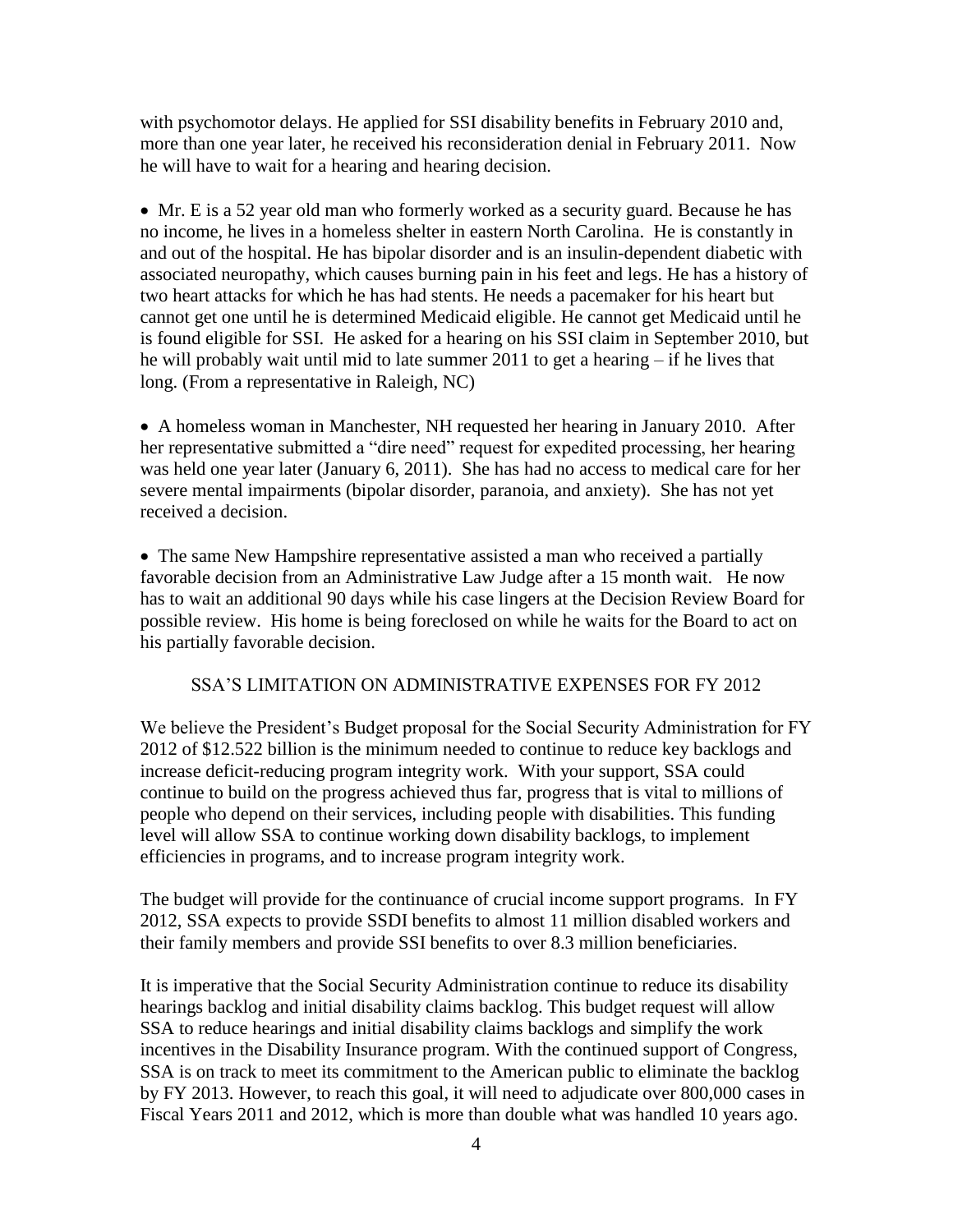with psychomotor delays. He applied for SSI disability benefits in February 2010 and, more than one year later, he received his reconsideration denial in February 2011. Now he will have to wait for a hearing and hearing decision.

- Mr. E is a 52 year old man who formerly worked as a security guard. Because he has no income, he lives in a homeless shelter in eastern North Carolina. He is constantly in and out of the hospital. He has bipolar disorder and is an insulin-dependent diabetic with associated neuropathy, which causes burning pain in his feet and legs. He has a history of two heart attacks for which he has had stents. He needs a pacemaker for his heart but cannot get one until he is determined Medicaid eligible. He cannot get Medicaid until he is found eligible for SSI. He asked for a hearing on his SSI claim in September 2010, but he will probably wait until mid to late summer 2011 to get a hearing – if he lives that long. (From a representative in Raleigh, NC)

- A homeless woman in Manchester, NH requested her hearing in January 2010. After her representative submitted a "dire need" request for expedited processing, her hearing was held one year later (January 6, 2011). She has had no access to medical care for her severe mental impairments (bipolar disorder, paranoia, and anxiety). She has not yet received a decision.

- The same New Hampshire representative assisted a man who received a partially favorable decision from an Administrative Law Judge after a 15 month wait. He now has to wait an additional 90 days while his case lingers at the Decision Review Board for possible review. His home is being foreclosed on while he waits for the Board to act on his partially favorable decision.

## SSA'S LIMITATION ON ADMINISTRATIVE EXPENSES FOR FY 2012

We believe the President's Budget proposal for the Social Security Administration for FY 2012 of $12.522 billion is the minimum needed to continue to reduce key backlogs and increase deficit-reducing program integrity work. With your support, SSA could continue to build on the progress achieved thus far, progress that is vital to millions of people who depend on their services, including people with disabilities. This funding level will allow SSA to continue working down disability backlogs, to implement efficiencies in programs, and to increase program integrity work.

The budget will provide for the continuance of crucial income support programs. In FY 2012, SSA expects to provide SSDI benefits to almost 11 million disabled workers and their family members and provide SSI benefits to over 8.3 million beneficiaries.

It is imperative that the Social Security Administration continue to reduce its disability hearings backlog and initial disability claims backlog. This budget request will allow SSA to reduce hearings and initial disability claims backlogs and simplify the work incentives in the Disability Insurance program. With the continued support of Congress, SSA is on track to meet its commitment to the American public to eliminate the backlog by FY 2013. However, to reach this goal, it will need to adjudicate over 800,000 cases in Fiscal Years 2011 and 2012, which is more than double what was handled 10 years ago.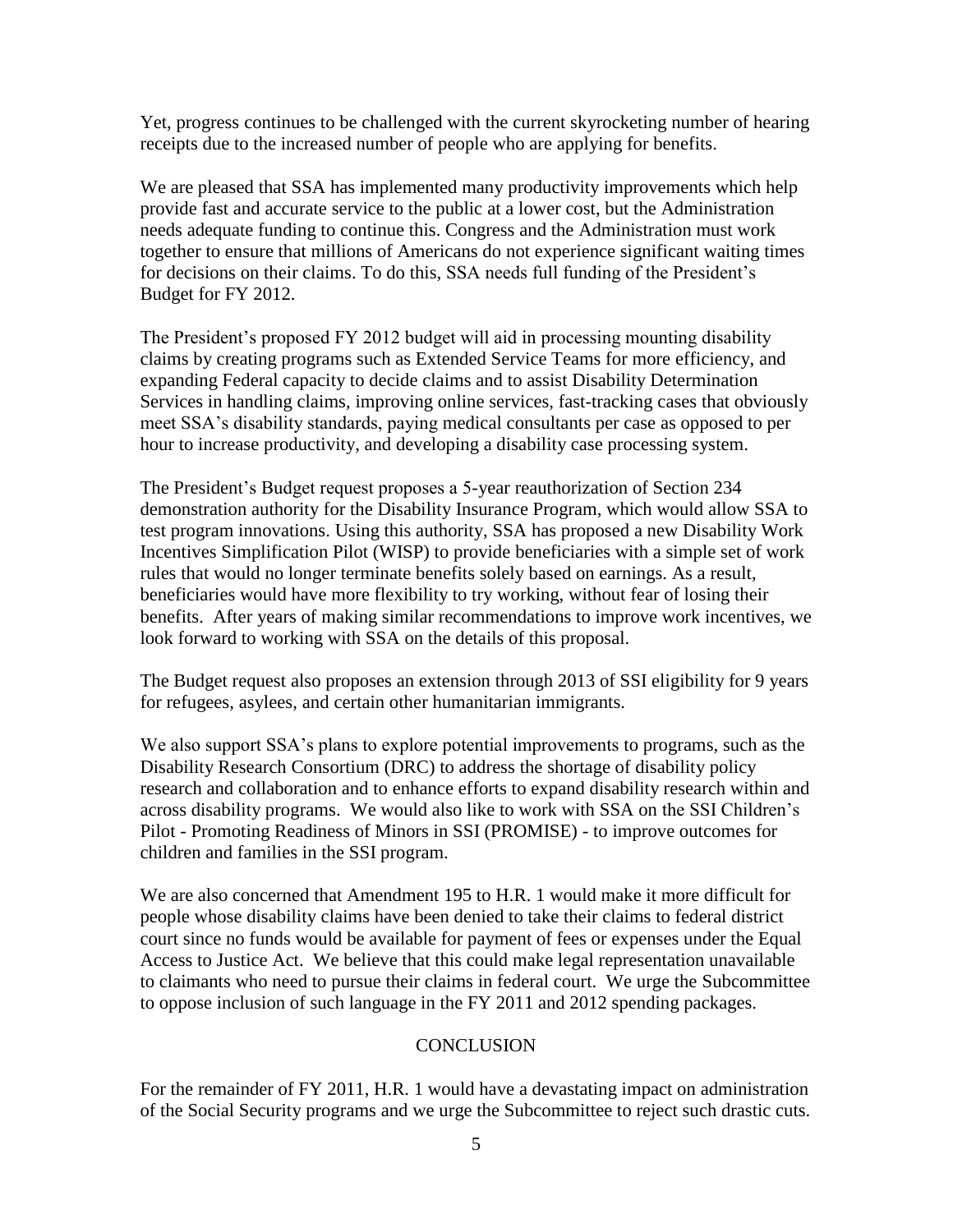Yet, progress continues to be challenged with the current skyrocketing number of hearing receipts due to the increased number of people who are applying for benefits.

We are pleased that SSA has implemented many productivity improvements which help provide fast and accurate service to the public at a lower cost, but the Administration needs adequate funding to continue this. Congress and the Administration must work together to ensure that millions of Americans do not experience significant waiting times for decisions on their claims. To do this, SSA needs full funding of the President's Budget for FY 2012.

The President's proposed FY 2012 budget will aid in processing mounting disability claims by creating programs such as Extended Service Teams for more efficiency, and expanding Federal capacity to decide claims and to assist Disability Determination Services in handling claims, improving online services, fast-tracking cases that obviously meet SSA's disability standards, paying medical consultants per case as opposed to per hour to increase productivity, and developing a disability case processing system.

The President's Budget request proposes a 5-year reauthorization of Section 234 demonstration authority for the Disability Insurance Program, which would allow SSA to test program innovations. Using this authority, SSA has proposed a new Disability Work Incentives Simplification Pilot (WISP) to provide beneficiaries with a simple set of work rules that would no longer terminate benefits solely based on earnings. As a result, beneficiaries would have more flexibility to try working, without fear of losing their benefits. After years of making similar recommendations to improve work incentives, we look forward to working with SSA on the details of this proposal.

The Budget request also proposes an extension through 2013 of SSI eligibility for 9 years for refugees, asylees, and certain other humanitarian immigrants.

We also support SSA's plans to explore potential improvements to programs, such as the Disability Research Consortium (DRC) to address the shortage of disability policy research and collaboration and to enhance efforts to expand disability research within and across disability programs. We would also like to work with SSA on the SSI Children's Pilot - Promoting Readiness of Minors in SSI (PROMISE) - to improve outcomes for children and families in the SSI program.

We are also concerned that Amendment 195 to H.R. 1 would make it more difficult for people whose disability claims have been denied to take their claims to federal district court since no funds would be available for payment of fees or expenses under the Equal Access to Justice Act. We believe that this could make legal representation unavailable to claimants who need to pursue their claims in federal court. We urge the Subcommittee to oppose inclusion of such language in the FY 2011 and 2012 spending packages.

## CONCLUSION

For the remainder of FY 2011, H.R. 1 would have a devastating impact on administration of the Social Security programs and we urge the Subcommittee to reject such drastic cuts.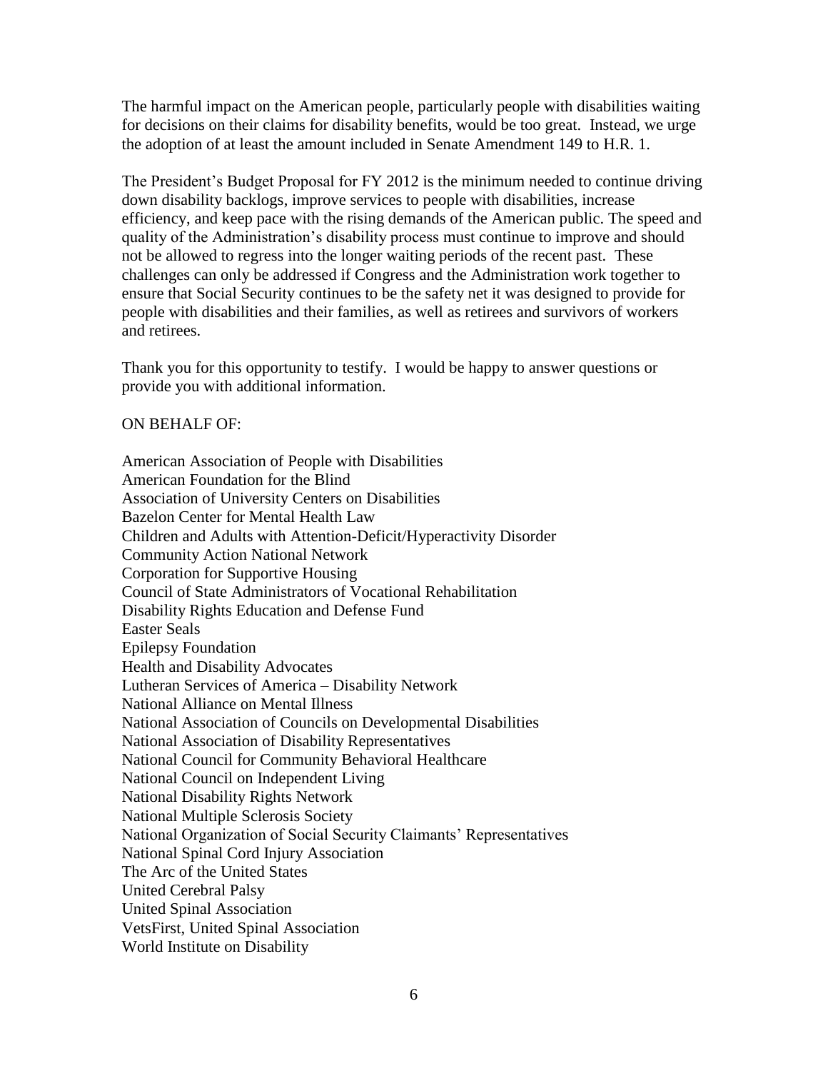The harmful impact on the American people, particularly people with disabilities waiting for decisions on their claims for disability benefits, would be too great. Instead, we urge the adoption of at least the amount included in Senate Amendment 149 to H.R. 1.

The President's Budget Proposal for FY 2012 is the minimum needed to continue driving down disability backlogs, improve services to people with disabilities, increase efficiency, and keep pace with the rising demands of the American public. The speed and quality of the Administration's disability process must continue to improve and should not be allowed to regress into the longer waiting periods of the recent past. These challenges can only be addressed if Congress and the Administration work together to ensure that Social Security continues to be the safety net it was designed to provide for people with disabilities and their families, as well as retirees and survivors of workers and retirees.

Thank you for this opportunity to testify. I would be happy to answer questions or provide you with additional information.

ON BEHALF OF:

American Association of People with Disabilities
American Foundation for the Blind
Association of University Centers on Disabilities
Bazelon Center for Mental Health Law
Children and Adults with Attention-Deficit/Hyperactivity Disorder
Community Action National Network
Corporation for Supportive Housing
Council of State Administrators of Vocational Rehabilitation
Disability Rights Education and Defense Fund
Easter Seals
Epilepsy Foundation
Health and Disability Advocates
Lutheran Services of America – Disability Network
National Alliance on Mental Illness
National Association of Councils on Developmental Disabilities
National Association of Disability Representatives
National Council for Community Behavioral Healthcare
National Council on Independent Living
National Disability Rights Network
National Multiple Sclerosis Society
National Organization of Social Security Claimants' Representatives
National Spinal Cord Injury Association
The Arc of the United States
United Cerebral Palsy
United Spinal Association
VetsFirst, United Spinal Association
World Institute on Disability